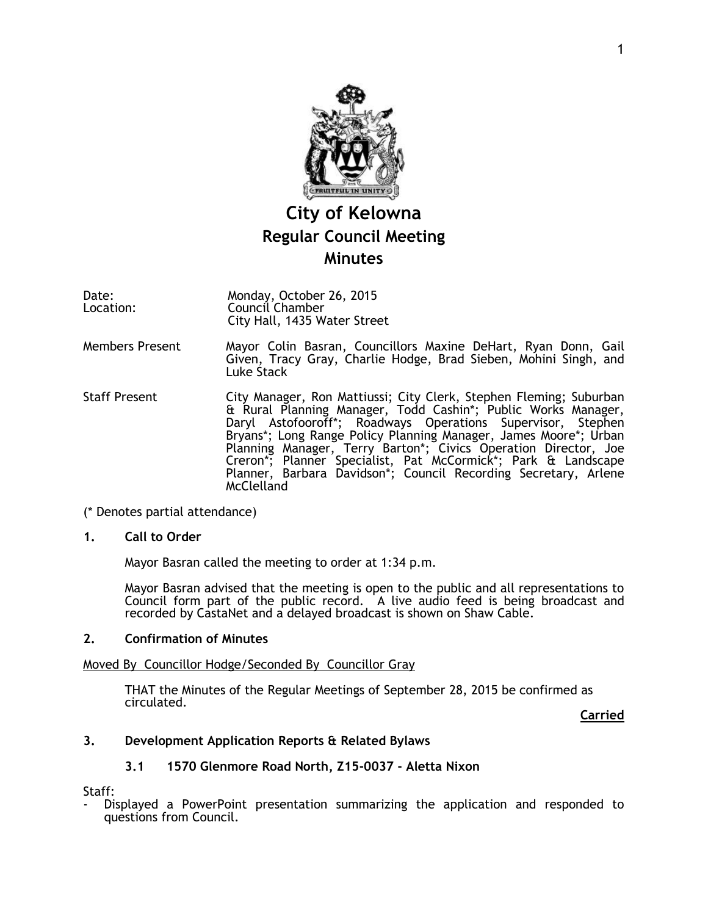# City of Kelowna
## Regular Council Meeting
## Minutes

Date: Monday, October 26, 2015
Location: Council Chamber
City Hall, 1435 Water Street

Members Present: Mayor Colin Basran, Councillors Maxine DeHart, Ryan Donn, Gail Given, Tracy Gray, Charlie Hodge, Brad Sieben, Mohini Singh, and Luke Stack

Staff Present: City Manager, Ron Mattiussi; City Clerk, Stephen Fleming; Suburban & Rural Planning Manager, Todd Cashin*; Public Works Manager, Daryl Astofooroff*; Roadways Operations Supervisor, Stephen Bryans*; Long Range Policy Planning Manager, James Moore*; Urban Planning Manager, Terry Barton*; Civics Operation Director, Joe Creron*; Planner Specialist, Pat McCormick*; Park & Landscape Planner, Barbara Davidson*; Council Recording Secretary, Arlene McClelland

(* Denotes partial attendance)

### 1. Call to Order

Mayor Basran called the meeting to order at 1:34 p.m.

Mayor Basran advised that the meeting is open to the public and all representations to Council form part of the public record. A live audio feed is being broadcast and recorded by CastaNet and a delayed broadcast is shown on Shaw Cable.

### 2. Confirmation of Minutes

Moved By Councillor Hodge/Seconded By Councillor Gray

THAT the Minutes of the Regular Meetings of September 28, 2015 be confirmed as circulated.

**Carried**

### 3. Development Application Reports & Related Bylaws

#### 3.1 1570 Glenmore Road North, Z15-0037 - Aletta Nixon

Staff:

- Displayed a PowerPoint presentation summarizing the application and responded to questions from Council.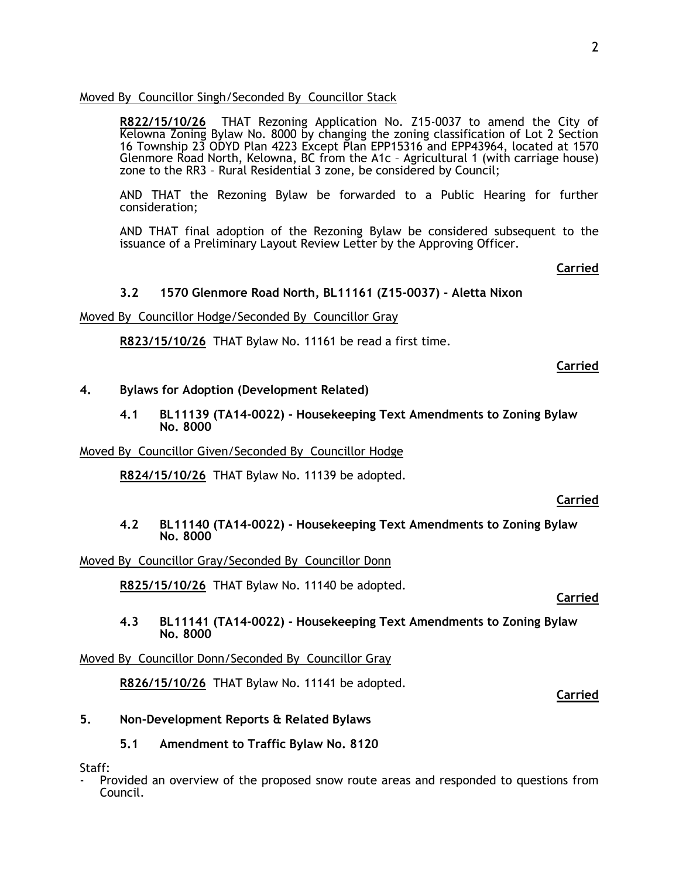Moved By Councillor Singh/Seconded By Councillor Stack

**R822/15/10/26** THAT Rezoning Application No. Z15-0037 to amend the City of Kelowna Zoning Bylaw No. 8000 by changing the zoning classification of Lot 2 Section 16 Township 23 ODYD Plan 4223 Except Plan EPP15316 and EPP43964, located at 1570 Glenmore Road North, Kelowna, BC from the A1c – Agricultural 1 (with carriage house) zone to the RR3 – Rural Residential 3 zone, be considered by Council;

AND THAT the Rezoning Bylaw be forwarded to a Public Hearing for further consideration;

AND THAT final adoption of the Rezoning Bylaw be considered subsequent to the issuance of a Preliminary Layout Review Letter by the Approving Officer.

**Carried**

### 3.2 1570 Glenmore Road North, BL11161 (Z15-0037) - Aletta Nixon

Moved By Councillor Hodge/Seconded By Councillor Gray

**R823/15/10/26** THAT Bylaw No. 11161 be read a first time.

**Carried**

## 4. Bylaws for Adoption (Development Related)

### 4.1 BL11139 (TA14-0022) - Housekeeping Text Amendments to Zoning Bylaw No. 8000

Moved By Councillor Given/Seconded By Councillor Hodge

**R824/15/10/26** THAT Bylaw No. 11139 be adopted.

**Carried**

### 4.2 BL11140 (TA14-0022) - Housekeeping Text Amendments to Zoning Bylaw No. 8000

Moved By Councillor Gray/Seconded By Councillor Donn

**R825/15/10/26** THAT Bylaw No. 11140 be adopted.

**Carried**

### 4.3 BL11141 (TA14-0022) - Housekeeping Text Amendments to Zoning Bylaw No. 8000

Moved By Councillor Donn/Seconded By Councillor Gray

**R826/15/10/26** THAT Bylaw No. 11141 be adopted.

**Carried**

## 5. Non-Development Reports & Related Bylaws

### 5.1 Amendment to Traffic Bylaw No. 8120

Staff:

- Provided an overview of the proposed snow route areas and responded to questions from Council.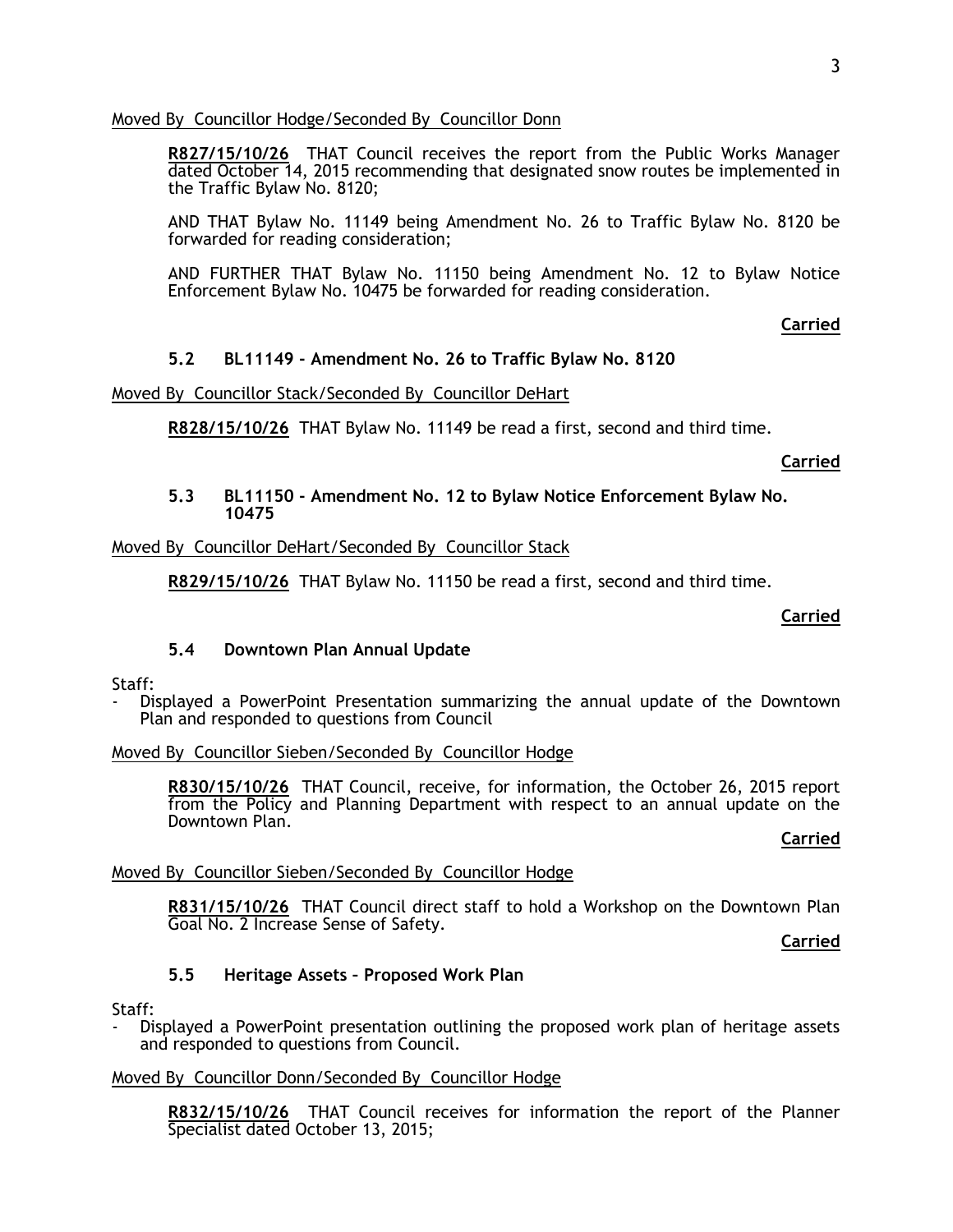Moved By Councillor Hodge/Seconded By Councillor Donn

**R827/15/10/26** THAT Council receives the report from the Public Works Manager dated October 14, 2015 recommending that designated snow routes be implemented in the Traffic Bylaw No. 8120;

AND THAT Bylaw No. 11149 being Amendment No. 26 to Traffic Bylaw No. 8120 be forwarded for reading consideration;

AND FURTHER THAT Bylaw No. 11150 being Amendment No. 12 to Bylaw Notice Enforcement Bylaw No. 10475 be forwarded for reading consideration.

**Carried**

### 5.2 BL11149 - Amendment No. 26 to Traffic Bylaw No. 8120

Moved By Councillor Stack/Seconded By Councillor DeHart

**R828/15/10/26** THAT Bylaw No. 11149 be read a first, second and third time.

**Carried**

### 5.3 BL11150 - Amendment No. 12 to Bylaw Notice Enforcement Bylaw No. 10475

Moved By Councillor DeHart/Seconded By Councillor Stack

**R829/15/10/26** THAT Bylaw No. 11150 be read a first, second and third time.

**Carried**

### 5.4 Downtown Plan Annual Update

Staff:

- Displayed a PowerPoint Presentation summarizing the annual update of the Downtown Plan and responded to questions from Council

Moved By Councillor Sieben/Seconded By Councillor Hodge

**R830/15/10/26** THAT Council, receive, for information, the October 26, 2015 report from the Policy and Planning Department with respect to an annual update on the Downtown Plan.

**Carried**

Moved By Councillor Sieben/Seconded By Councillor Hodge

**R831/15/10/26** THAT Council direct staff to hold a Workshop on the Downtown Plan Goal No. 2 Increase Sense of Safety.

**Carried**

### 5.5 Heritage Assets – Proposed Work Plan

Staff:

- Displayed a PowerPoint presentation outlining the proposed work plan of heritage assets and responded to questions from Council.

Moved By Councillor Donn/Seconded By Councillor Hodge

**R832/15/10/26** THAT Council receives for information the report of the Planner Specialist dated October 13, 2015;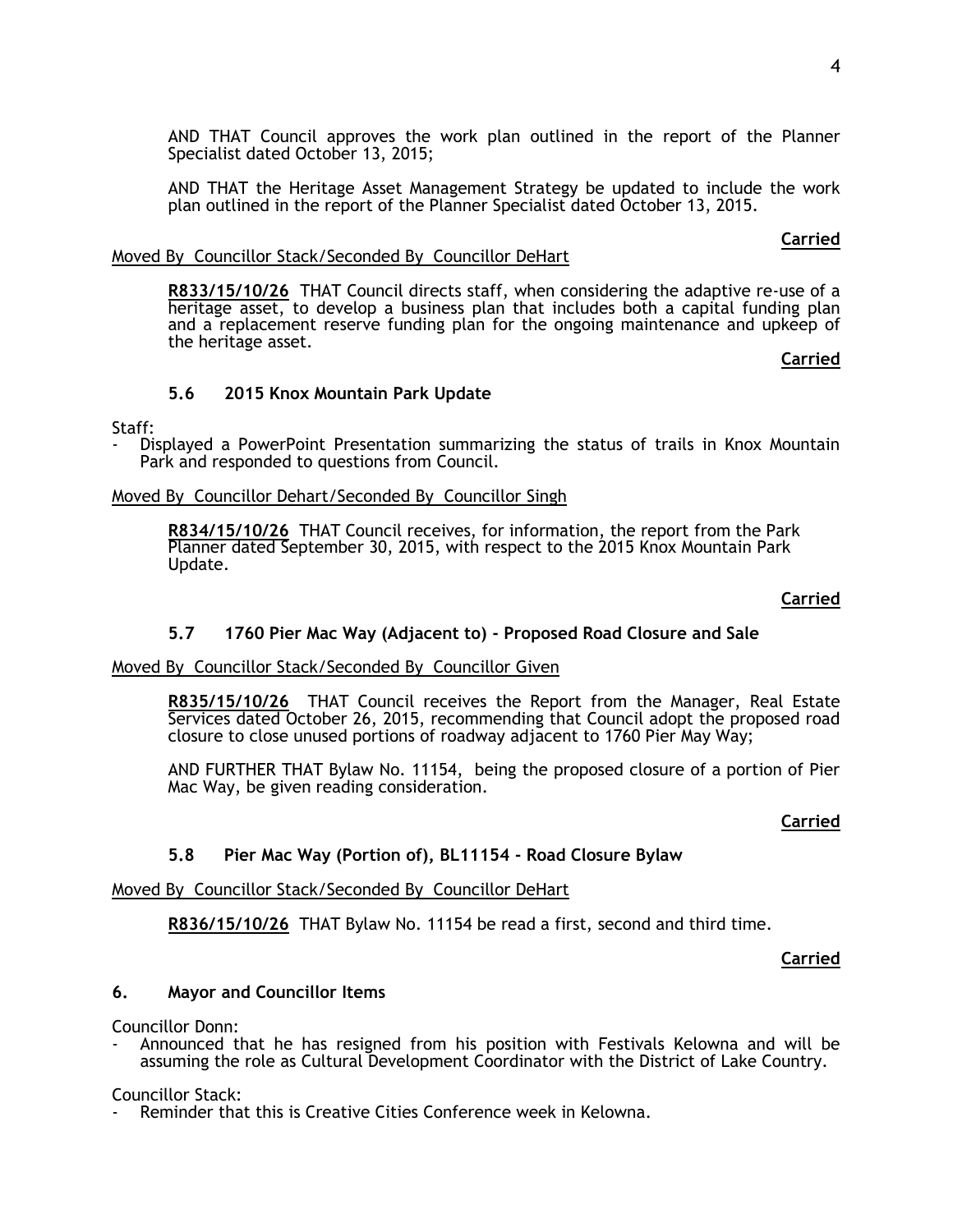AND THAT Council approves the work plan outlined in the report of the Planner Specialist dated October 13, 2015;

AND THAT the Heritage Asset Management Strategy be updated to include the work plan outlined in the report of the Planner Specialist dated October 13, 2015.

**Carried**

Moved By Councillor Stack/Seconded By Councillor DeHart

**R833/15/10/26** THAT Council directs staff, when considering the adaptive re-use of a heritage asset, to develop a business plan that includes both a capital funding plan and a replacement reserve funding plan for the ongoing maintenance and upkeep of the heritage asset.

**Carried**

### 5.6 2015 Knox Mountain Park Update

Staff:
- Displayed a PowerPoint Presentation summarizing the status of trails in Knox Mountain Park and responded to questions from Council.

Moved By Councillor Dehart/Seconded By Councillor Singh

**R834/15/10/26** THAT Council receives, for information, the report from the Park Planner dated September 30, 2015, with respect to the 2015 Knox Mountain Park Update.

**Carried**

### 5.7 1760 Pier Mac Way (Adjacent to) - Proposed Road Closure and Sale

Moved By Councillor Stack/Seconded By Councillor Given

**R835/15/10/26** THAT Council receives the Report from the Manager, Real Estate Services dated October 26, 2015, recommending that Council adopt the proposed road closure to close unused portions of roadway adjacent to 1760 Pier May Way;

AND FURTHER THAT Bylaw No. 11154, being the proposed closure of a portion of Pier Mac Way, be given reading consideration.

**Carried**

### 5.8 Pier Mac Way (Portion of), BL11154 - Road Closure Bylaw

Moved By Councillor Stack/Seconded By Councillor DeHart

**R836/15/10/26** THAT Bylaw No. 11154 be read a first, second and third time.

**Carried**

## 6. Mayor and Councillor Items

Councillor Donn:
- Announced that he has resigned from his position with Festivals Kelowna and will be assuming the role as Cultural Development Coordinator with the District of Lake Country.

Councillor Stack:
- Reminder that this is Creative Cities Conference week in Kelowna.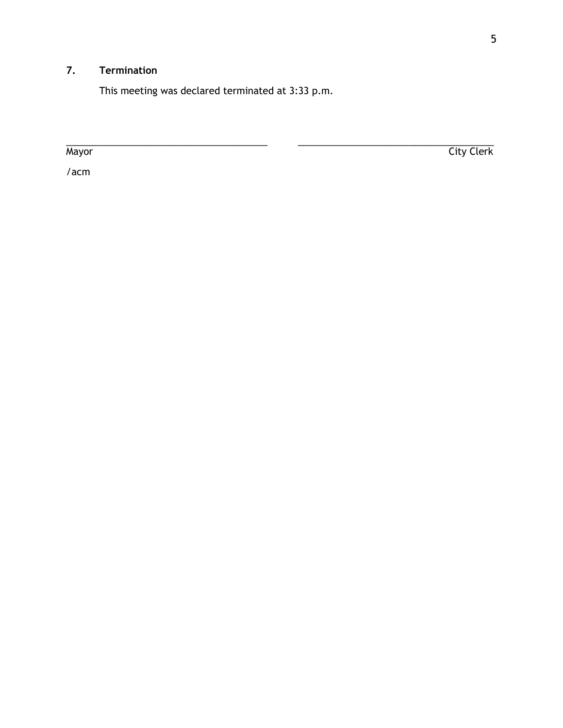## 7. Termination

This meeting was declared terminated at 3:33 p.m.

\_\_\_\_\_\_\_\_\_\_\_\_\_\_\_\_\_\_\_\_\_\_\_\_\_\_\_\_\_\_\_\_\_\_\_\_\_\_\_\_ \_\_\_\_\_\_\_\_\_\_\_\_\_\_\_\_\_\_\_\_\_\_\_\_\_\_\_\_\_\_\_\_\_\_\_\_\_\_\_\_

Mayor City Clerk

/acm